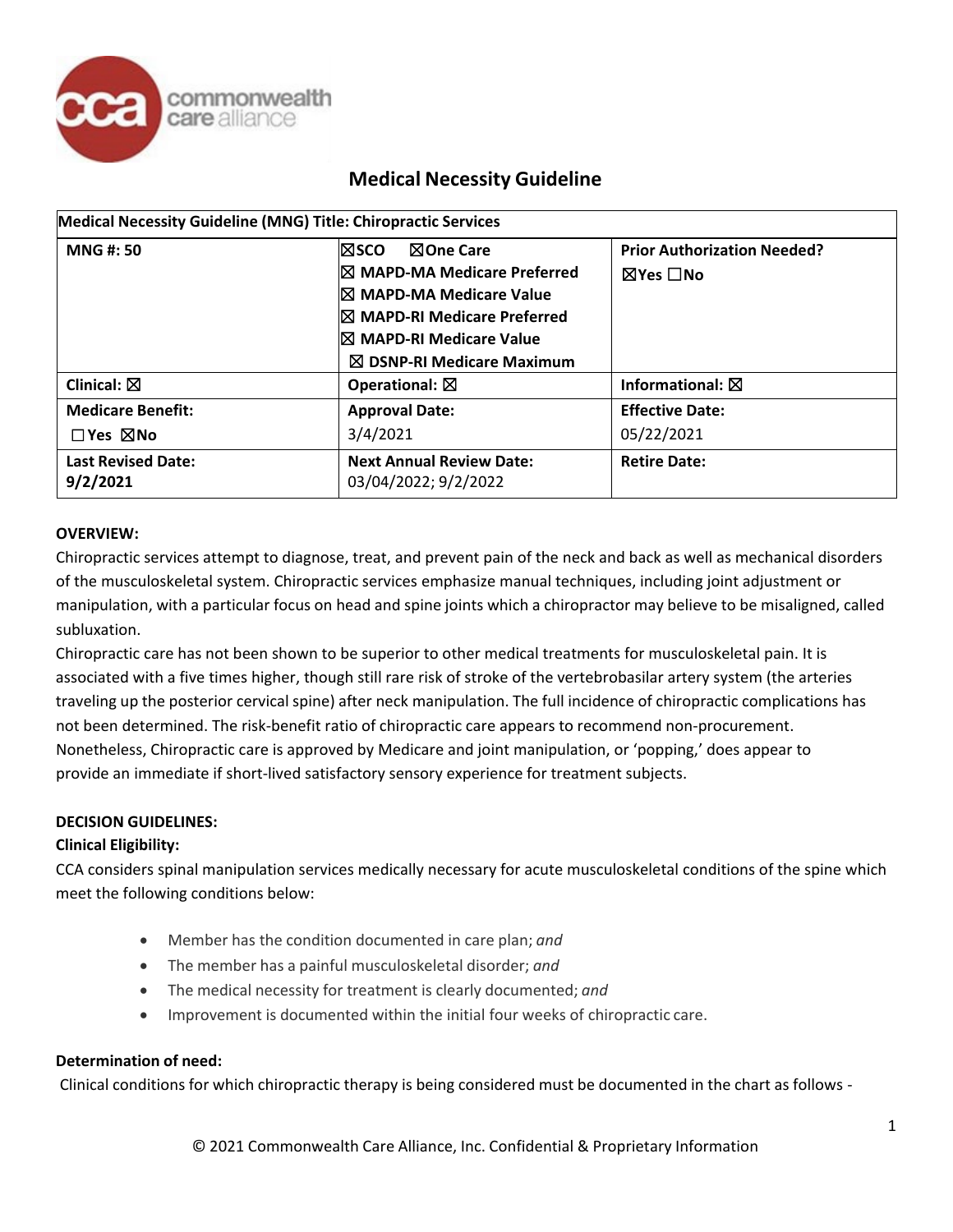# Medical Necessity Guideline

| Medical Necessity Guideline (MNG) Title: Chiropractic Services | | |
|---|---|---|
| **MNG #: 50** | ☒SCO ☒One Care<br>☒ MAPD-MA Medicare Preferred<br>☒ MAPD-MA Medicare Value<br>☒ MAPD-RI Medicare Preferred<br>☒ MAPD-RI Medicare Value<br>☒ DSNP-RI Medicare Maximum | **Prior Authorization Needed?**<br>☒Yes ☐No |
| **Clinical:** ☒ | **Operational:** ☒ | **Informational:** ☒ |
| **Medicare Benefit:**<br>☐Yes ☒No | **Approval Date:**<br>3/4/2021 | **Effective Date:**<br>05/22/2021 |
| **Last Revised Date:**<br>**9/2/2021** | **Next Annual Review Date:**<br>03/04/2022; 9/2/2022 | **Retire Date:** |

**OVERVIEW:**

Chiropractic services attempt to diagnose, treat, and prevent pain of the neck and back as well as mechanical disorders of the musculoskeletal system. Chiropractic services emphasize manual techniques, including joint adjustment or manipulation, with a particular focus on head and spine joints which a chiropractor may believe to be misaligned, called subluxation.

Chiropractic care has not been shown to be superior to other medical treatments for musculoskeletal pain. It is associated with a five times higher, though still rare risk of stroke of the vertebrobasilar artery system (the arteries traveling up the posterior cervical spine) after neck manipulation. The full incidence of chiropractic complications has not been determined. The risk-benefit ratio of chiropractic care appears to recommend non-procurement. Nonetheless, Chiropractic care is approved by Medicare and joint manipulation, or 'popping,' does appear to provide an immediate if short-lived satisfactory sensory experience for treatment subjects.

**DECISION GUIDELINES:**

**Clinical Eligibility:**

CCA considers spinal manipulation services medically necessary for acute musculoskeletal conditions of the spine which meet the following conditions below:

- Member has the condition documented in care plan; *and*
- The member has a painful musculoskeletal disorder; *and*
- The medical necessity for treatment is clearly documented; *and*
- Improvement is documented within the initial four weeks of chiropractic care.

**Determination of need:**

Clinical conditions for which chiropractic therapy is being considered must be documented in the chart as follows -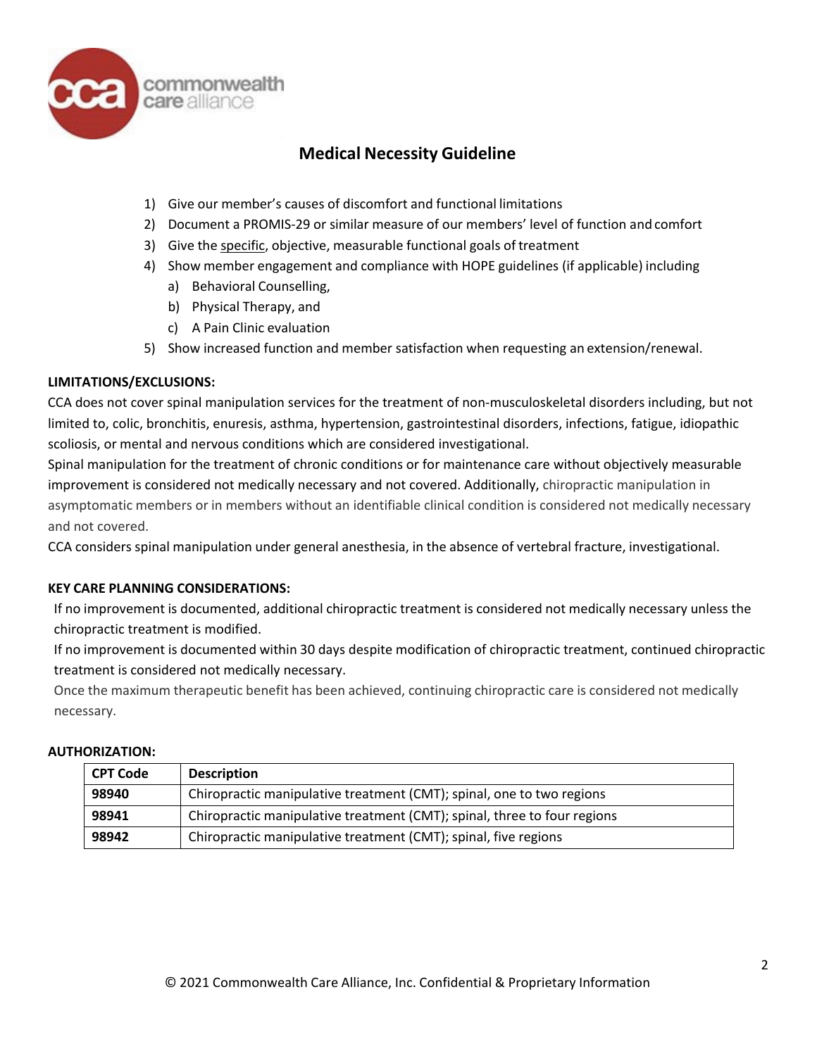# Medical Necessity Guideline

1) Give our member's causes of discomfort and functional limitations
2) Document a PROMIS-29 or similar measure of our members' level of function and comfort
3) Give the <u>specific</u>, objective, measurable functional goals of treatment
4) Show member engagement and compliance with HOPE guidelines (if applicable) including
   a) Behavioral Counselling,
   b) Physical Therapy, and
   c) A Pain Clinic evaluation
5) Show increased function and member satisfaction when requesting an extension/renewal.

**LIMITATIONS/EXCLUSIONS:**

CCA does not cover spinal manipulation services for the treatment of non-musculoskeletal disorders including, but not limited to, colic, bronchitis, enuresis, asthma, hypertension, gastrointestinal disorders, infections, fatigue, idiopathic scoliosis, or mental and nervous conditions which are considered investigational.

Spinal manipulation for the treatment of chronic conditions or for maintenance care without objectively measurable improvement is considered not medically necessary and not covered. Additionally, chiropractic manipulation in asymptomatic members or in members without an identifiable clinical condition is considered not medically necessary and not covered.

CCA considers spinal manipulation under general anesthesia, in the absence of vertebral fracture, investigational.

**KEY CARE PLANNING CONSIDERATIONS:**

If no improvement is documented, additional chiropractic treatment is considered not medically necessary unless the chiropractic treatment is modified.

If no improvement is documented within 30 days despite modification of chiropractic treatment, continued chiropractic treatment is considered not medically necessary.

Once the maximum therapeutic benefit has been achieved, continuing chiropractic care is considered not medically necessary.

**AUTHORIZATION:**

| CPT Code | Description |
|---|---|
| **98940** | Chiropractic manipulative treatment (CMT); spinal, one to two regions |
| **98941** | Chiropractic manipulative treatment (CMT); spinal, three to four regions |
| **98942** | Chiropractic manipulative treatment (CMT); spinal, five regions |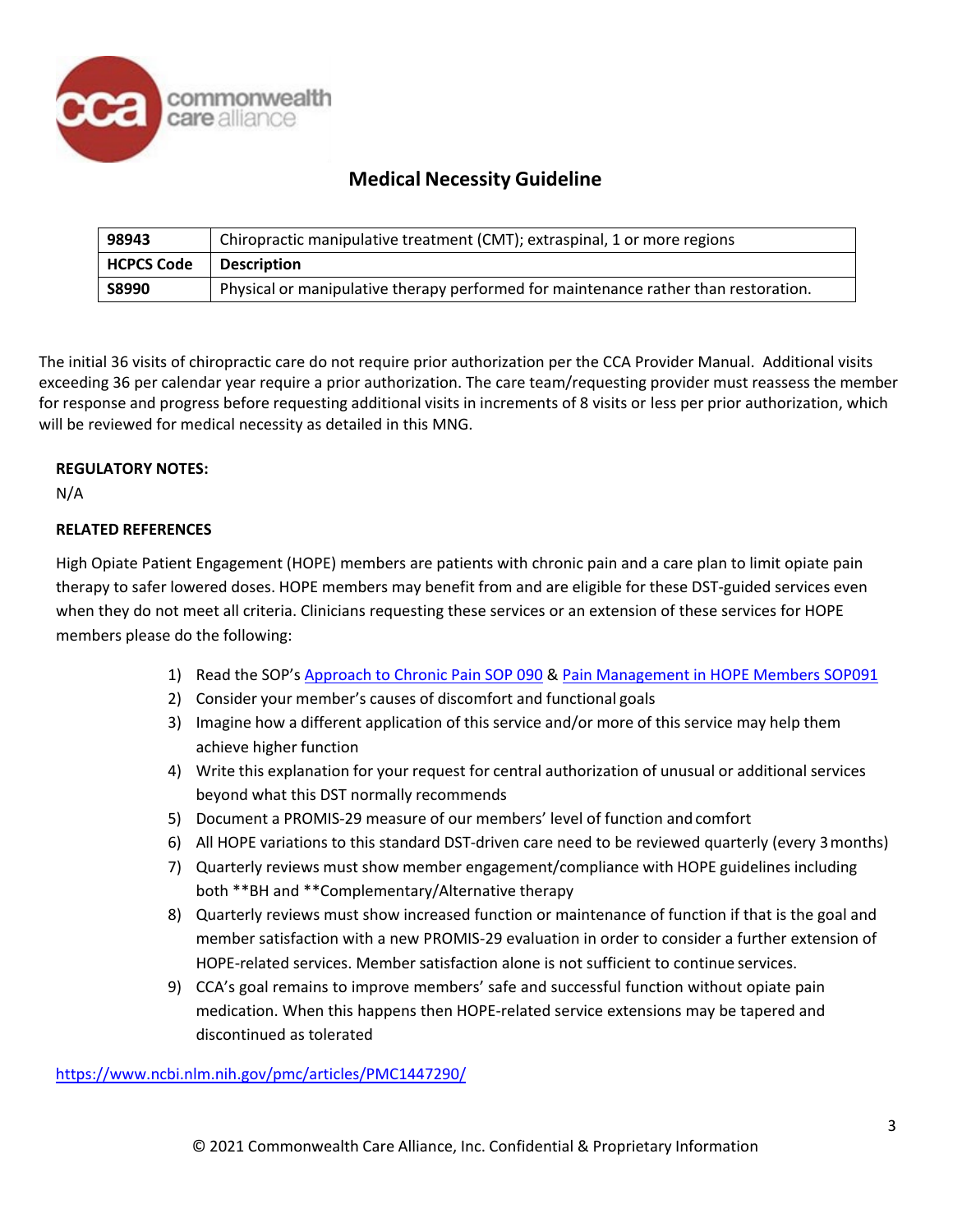## Medical Necessity Guideline

| 98943 | Chiropractic manipulative treatment (CMT); extraspinal, 1 or more regions |
|---|---|
| **HCPCS Code** | **Description** |
| **S8990** | Physical or manipulative therapy performed for maintenance rather than restoration. |

The initial 36 visits of chiropractic care do not require prior authorization per the CCA Provider Manual. Additional visits exceeding 36 per calendar year require a prior authorization. The care team/requesting provider must reassess the member for response and progress before requesting additional visits in increments of 8 visits or less per prior authorization, which will be reviewed for medical necessity as detailed in this MNG.

**REGULATORY NOTES:**

N/A

**RELATED REFERENCES**

High Opiate Patient Engagement (HOPE) members are patients with chronic pain and a care plan to limit opiate pain therapy to safer lowered doses. HOPE members may benefit from and are eligible for these DST-guided services even when they do not meet all criteria. Clinicians requesting these services or an extension of these services for HOPE members please do the following:

1) Read the SOP's Approach to Chronic Pain SOP 090 & Pain Management in HOPE Members SOP091
2) Consider your member's causes of discomfort and functional goals
3) Imagine how a different application of this service and/or more of this service may help them achieve higher function
4) Write this explanation for your request for central authorization of unusual or additional services beyond what this DST normally recommends
5) Document a PROMIS-29 measure of our members' level of function and comfort
6) All HOPE variations to this standard DST-driven care need to be reviewed quarterly (every 3 months)
7) Quarterly reviews must show member engagement/compliance with HOPE guidelines including both **BH and **Complementary/Alternative therapy
8) Quarterly reviews must show increased function or maintenance of function if that is the goal and member satisfaction with a new PROMIS-29 evaluation in order to consider a further extension of HOPE-related services. Member satisfaction alone is not sufficient to continue services.
9) CCA's goal remains to improve members' safe and successful function without opiate pain medication. When this happens then HOPE-related service extensions may be tapered and discontinued as tolerated

https://www.ncbi.nlm.nih.gov/pmc/articles/PMC1447290/

© 2021 Commonwealth Care Alliance, Inc. Confidential & Proprietary Information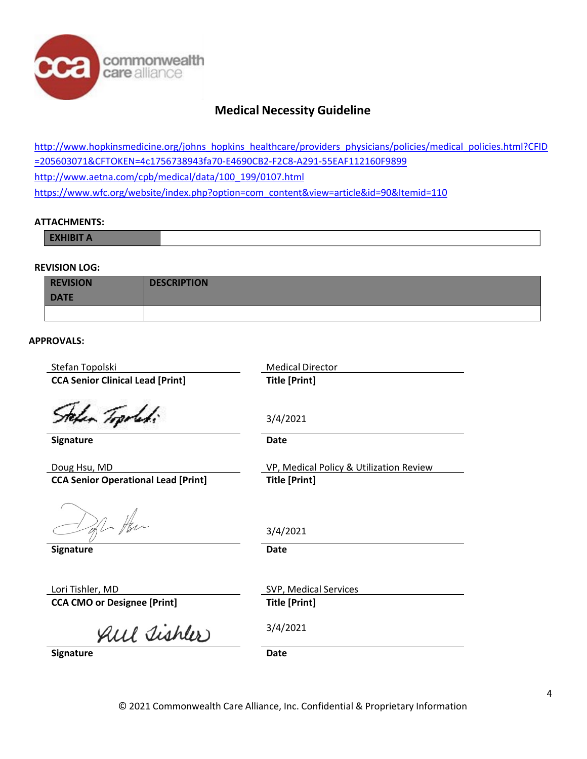## Medical Necessity Guideline

http://www.hopkinsmedicine.org/johns_hopkins_healthcare/providers_physicians/policies/medical_policies.html?CFID=205603071&CFTOKEN=4c1756738943fa70-E4690CB2-F2C8-A291-55EAF112160F9899
http://www.aetna.com/cpb/medical/data/100_199/0107.html
https://www.wfc.org/website/index.php?option=com_content&view=article&id=90&Itemid=110

**ATTACHMENTS:**

| EXHIBIT A | |
|---|---|

**REVISION LOG:**

| REVISION DATE | DESCRIPTION |
|---|---|
| | |

**APPROVALS:**

Stefan Topolski
**CCA Senior Clinical Lead [Print]**

Medical Director
**Title [Print]**

**Signature**

3/4/2021
**Date**

Doug Hsu, MD
**CCA Senior Operational Lead [Print]**

VP, Medical Policy & Utilization Review
**Title [Print]**

**Signature**

3/4/2021
**Date**

Lori Tishler, MD
**CCA CMO or Designee [Print]**

SVP, Medical Services
**Title [Print]**

**Signature**

3/4/2021
**Date**

© 2021 Commonwealth Care Alliance, Inc. Confidential & Proprietary Information